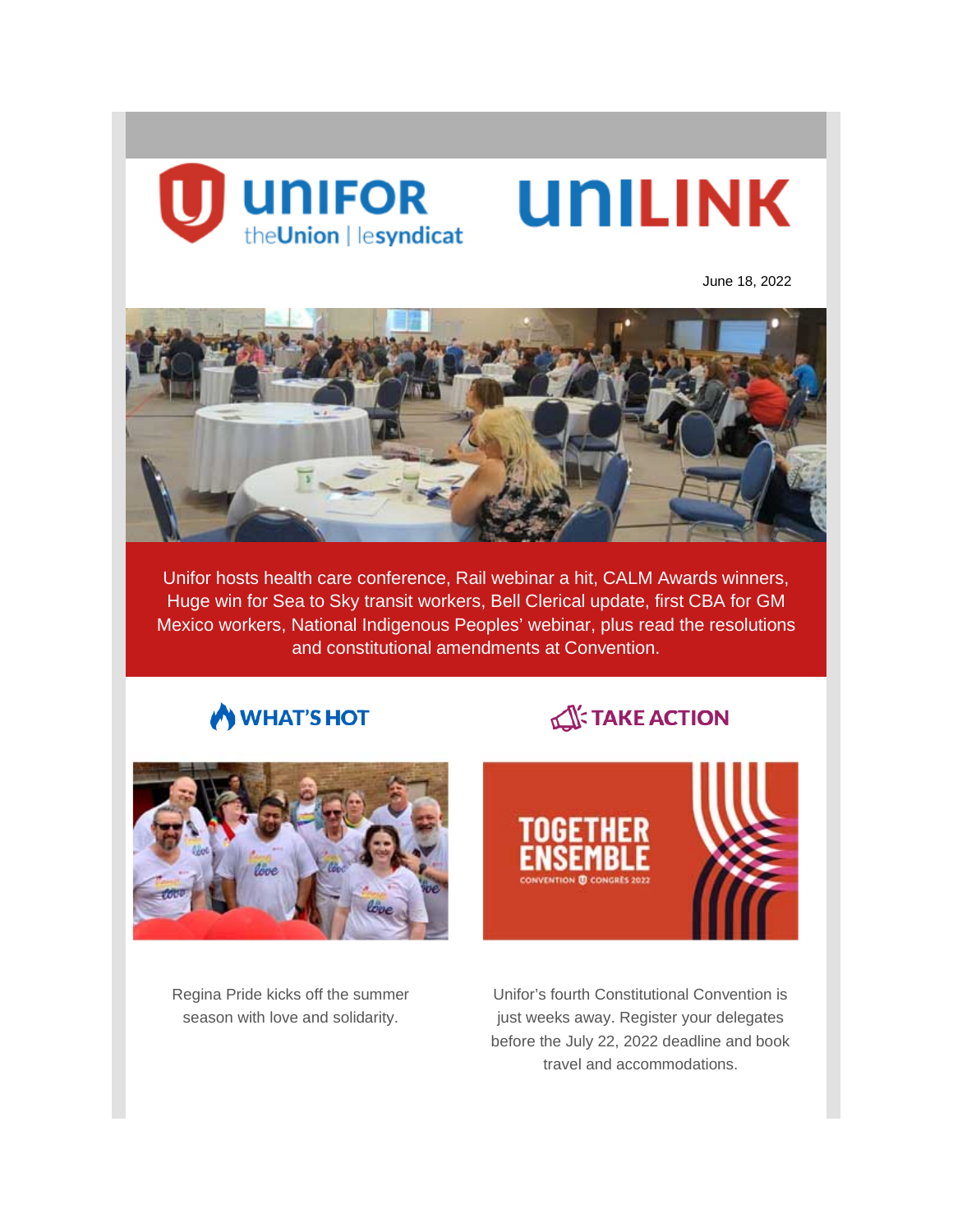# UNIFOR theUnion | lesyndicat

# UNILINK

June 18, 2022

Unifor hosts health care conference, Rail webinar a hit, CALM Awards winners, Huge win for Sea to Sky transit workers, Bell Clerical update, first CBA for GM Mexico workers, National Indigenous Peoples' webinar, plus read the resolutions and constitutional amendments at Convention.

## WHAT'S HOT

Regina Pride kicks off the summer season with love and solidarity.

## TAKE ACTION

TOGETHER ENSEMBLE

CONVENTION CONGRÈS 2022

Unifor's fourth Constitutional Convention is just weeks away. Register your delegates before the July 22, 2022 deadline and book travel and accommodations.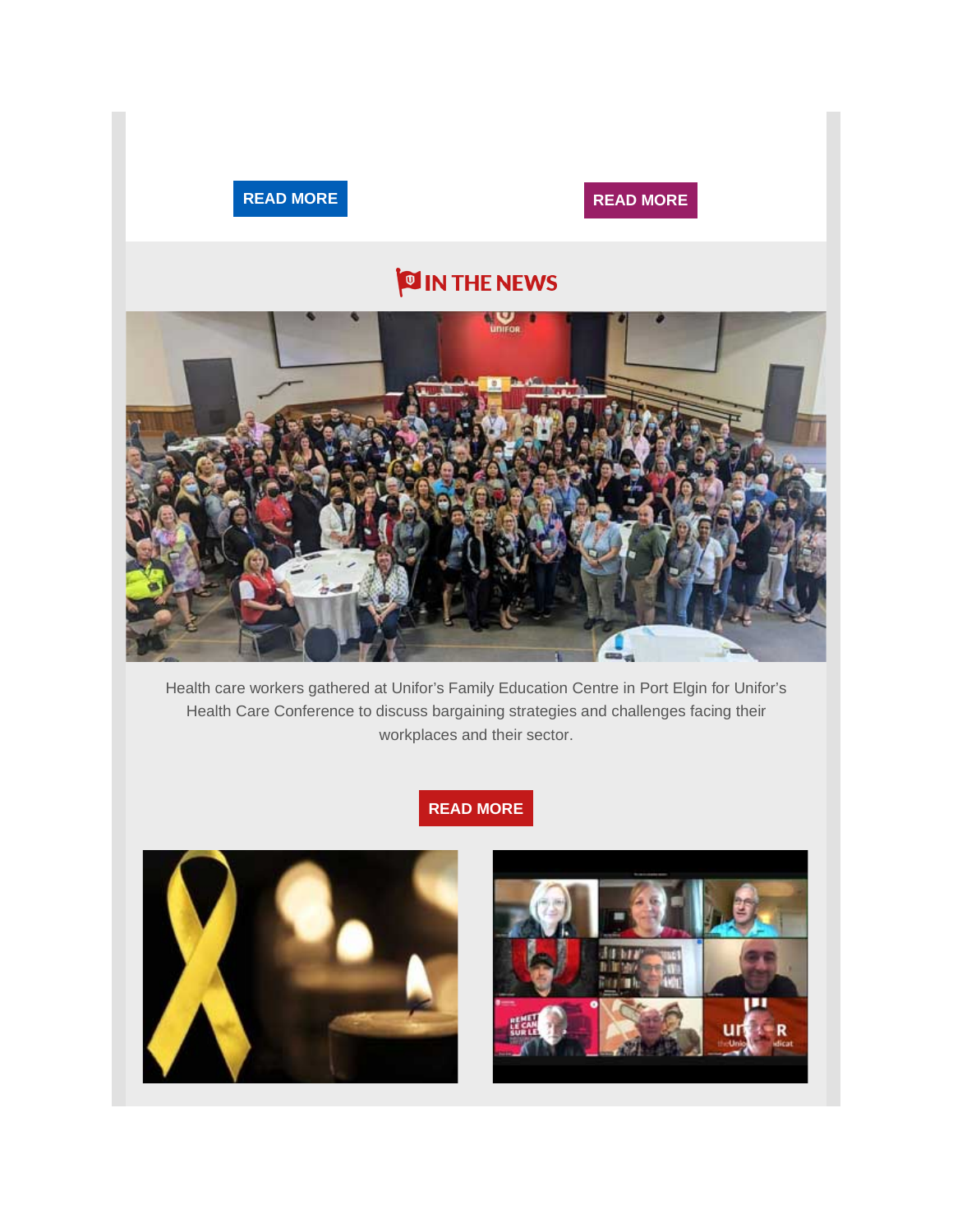READ MORE

READ MORE

## IN THE NEWS

Health care workers gathered at Unifor's Family Education Centre in Port Elgin for Unifor's Health Care Conference to discuss bargaining strategies and challenges facing their workplaces and their sector.

READ MORE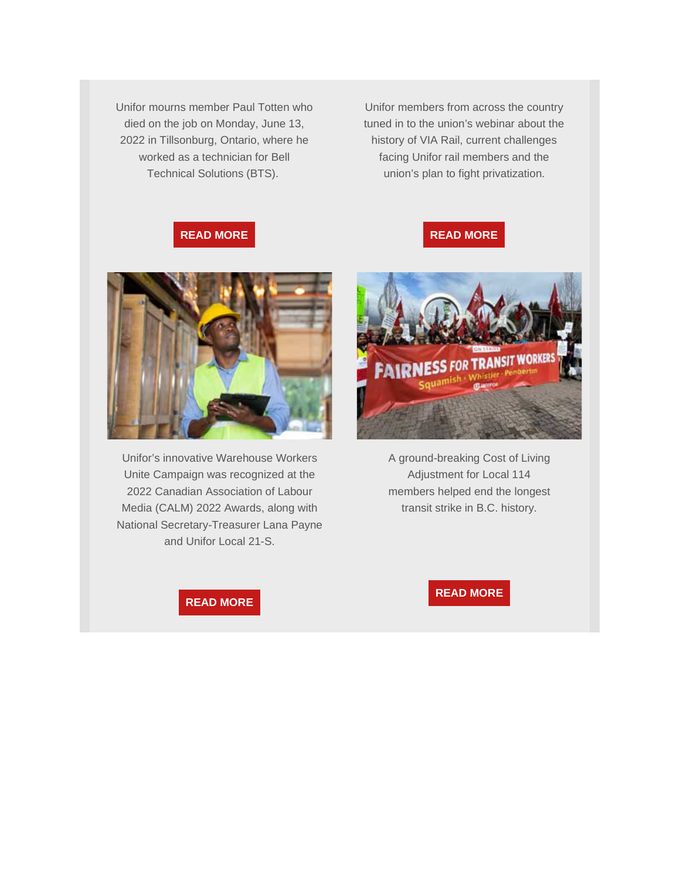Unifor mourns member Paul Totten who died on the job on Monday, June 13, 2022 in Tillsonburg, Ontario, where he worked as a technician for Bell Technical Solutions (BTS).

**READ MORE**

Unifor members from across the country tuned in to the union's webinar about the history of VIA Rail, current challenges facing Unifor rail members and the union's plan to fight privatization.

**READ MORE**

Unifor's innovative Warehouse Workers Unite Campaign was recognized at the 2022 Canadian Association of Labour Media (CALM) 2022 Awards, along with National Secretary-Treasurer Lana Payne and Unifor Local 21-S.

**READ MORE**

A ground-breaking Cost of Living Adjustment for Local 114 members helped end the longest transit strike in B.C. history.

**READ MORE**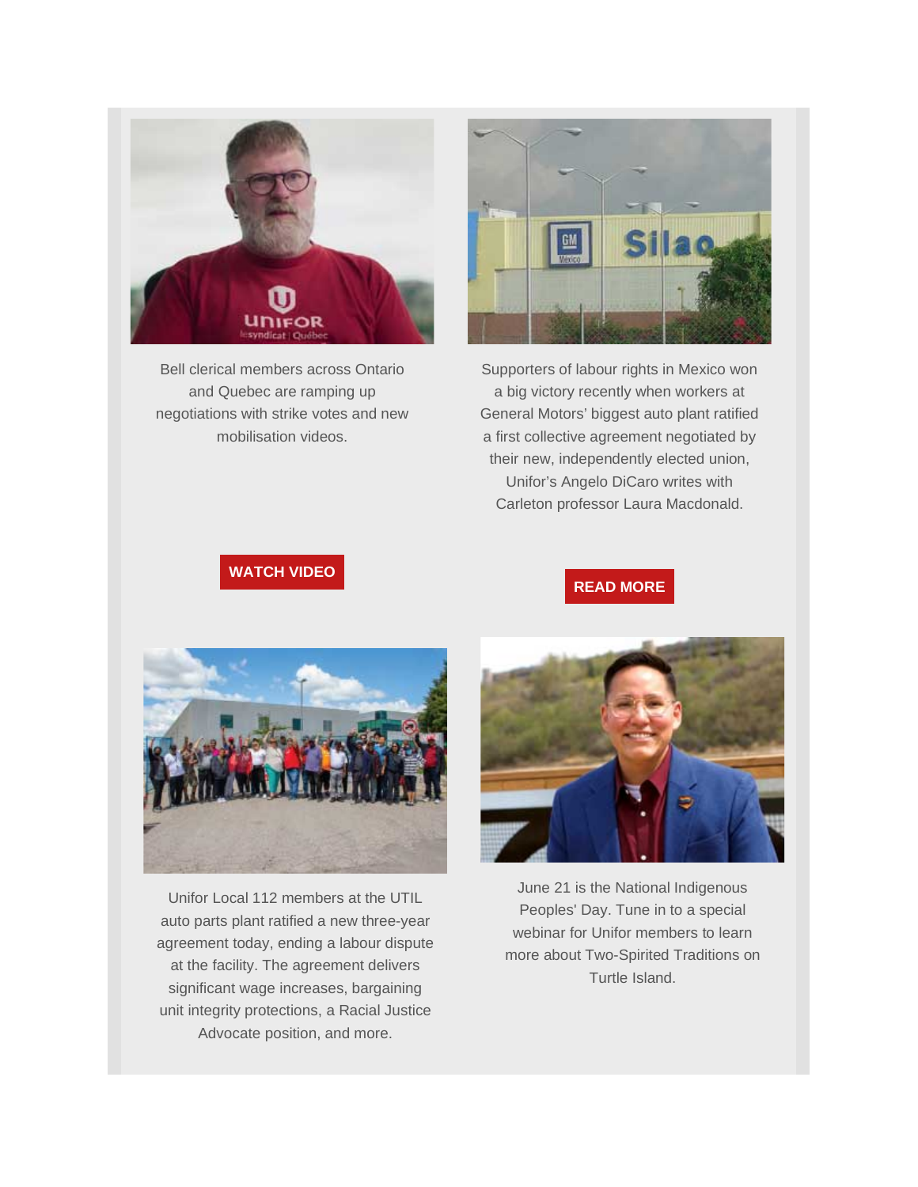Bell clerical members across Ontario and Quebec are ramping up negotiations with strike votes and new mobilisation videos.

**WATCH VIDEO**

Supporters of labour rights in Mexico won a big victory recently when workers at General Motors' biggest auto plant ratified a first collective agreement negotiated by their new, independently elected union, Unifor's Angelo DiCaro writes with Carleton professor Laura Macdonald.

**READ MORE**

Unifor Local 112 members at the UTIL auto parts plant ratified a new three-year agreement today, ending a labour dispute at the facility. The agreement delivers significant wage increases, bargaining unit integrity protections, a Racial Justice Advocate position, and more.

June 21 is the National Indigenous Peoples' Day. Tune in to a special webinar for Unifor members to learn more about Two-Spirited Traditions on Turtle Island.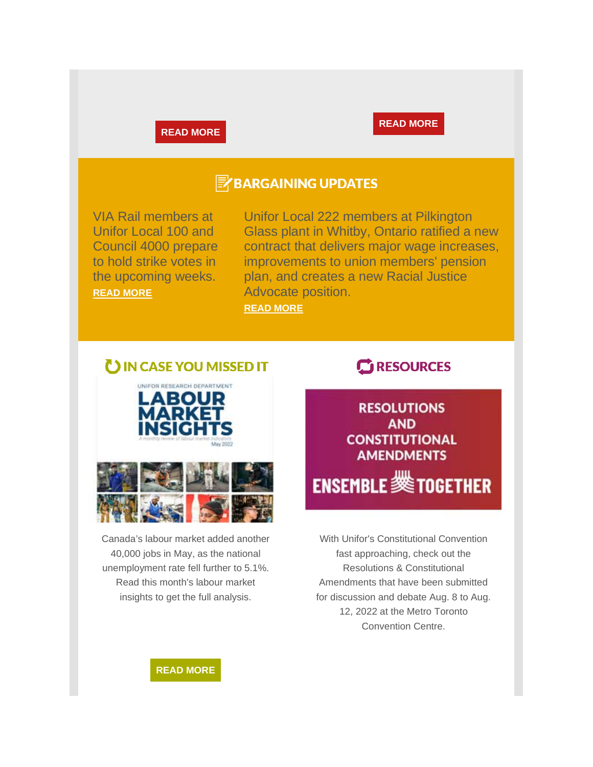READ MORE

READ MORE

## BARGAINING UPDATES

VIA Rail members at Unifor Local 100 and Council 4000 prepare to hold strike votes in the upcoming weeks.

READ MORE

Unifor Local 222 members at Pilkington Glass plant in Whitby, Ontario ratified a new contract that delivers major wage increases, improvements to union members' pension plan, and creates a new Racial Justice Advocate position.

READ MORE

## IN CASE YOU MISSED IT

UNIFOR RESEARCH DEPARTMENT

LABOUR MARKET INSIGHTS

A monthly review of labour market indicators

May 2022

Canada's labour market added another 40,000 jobs in May, as the national unemployment rate fell further to 5.1%. Read this month's labour market insights to get the full analysis.

READ MORE

## RESOURCES

RESOLUTIONS AND CONSTITUTIONAL AMENDMENTS

ENSEMBLE TOGETHER

With Unifor's Constitutional Convention fast approaching, check out the Resolutions & Constitutional Amendments that have been submitted for discussion and debate Aug. 8 to Aug. 12, 2022 at the Metro Toronto Convention Centre.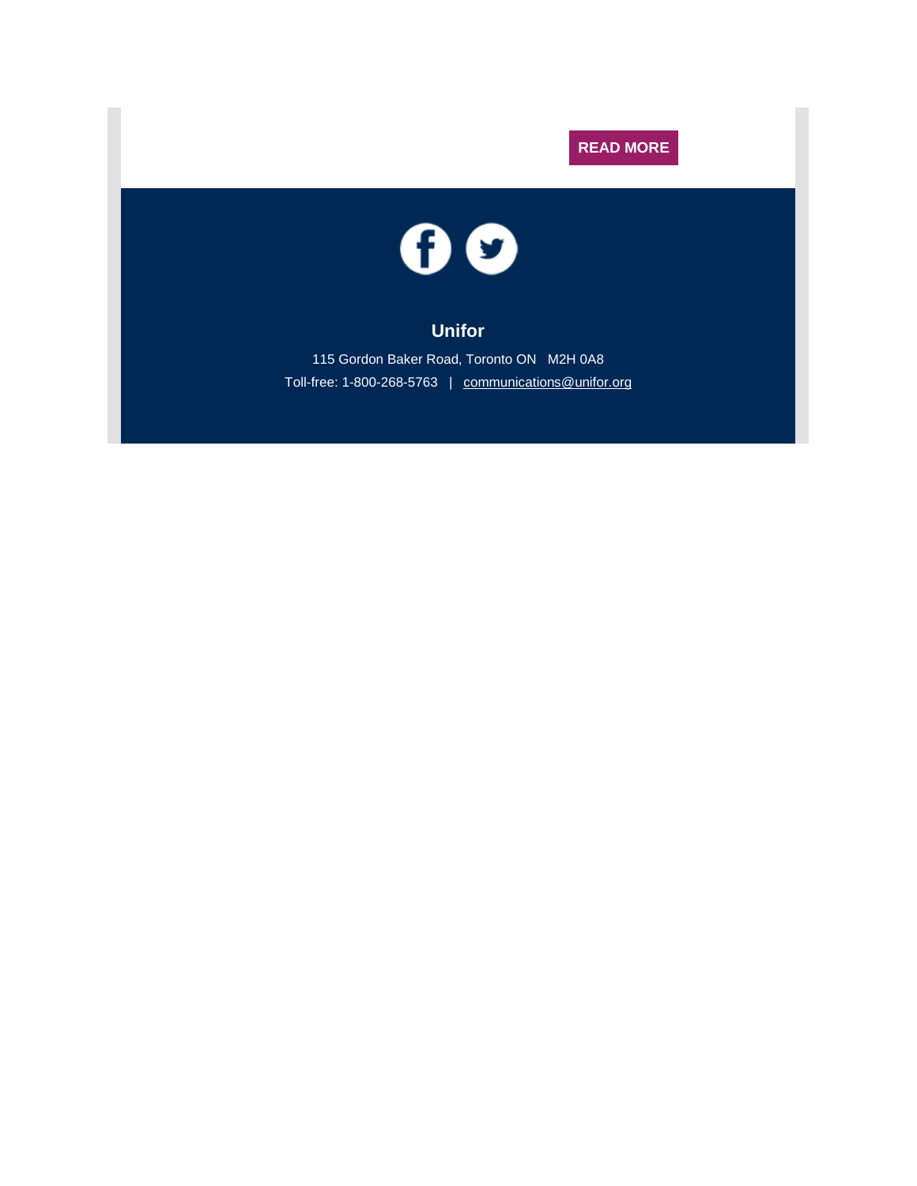READ MORE

**Unifor**

115 Gordon Baker Road, Toronto ON   M2H 0A8

Toll-free: 1-800-268-5763   |   communications@unifor.org